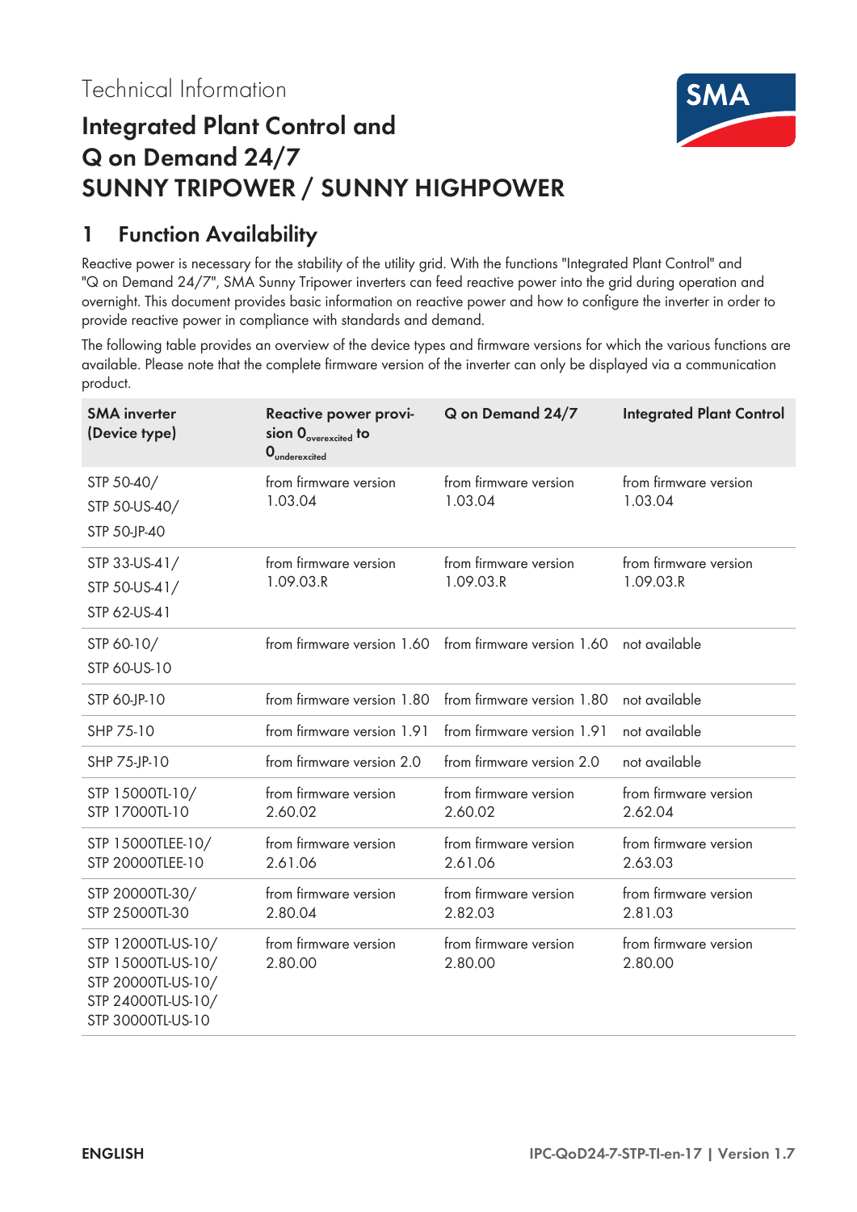Technical Information

# Integrated Plant Control and Q on Demand 24/7 SUNNY TRIPOWER / SUNNY HIGHPOWER

## 1 Function Availability

Reactive power is necessary for the stability of the utility grid. With the functions "Integrated Plant Control" and "Q on Demand 24/7", SMA Sunny Tripower inverters can feed reactive power into the grid during operation and overnight. This document provides basic information on reactive power and how to configure the inverter in order to provide reactive power in compliance with standards and demand.

The following table provides an overview of the device types and firmware versions for which the various functions are available. Please note that the complete firmware version of the inverter can only be displayed via a communication product.

| SMA inverter (Device type) | Reactive power provision $0_{overexcited}$ to $0_{underexcited}$ | Q on Demand 24/7 | Integrated Plant Control |
|---|---|---|---|
| STP 50-40/ STP 50-US-40/ STP 50-JP-40 | from firmware version 1.03.04 | from firmware version 1.03.04 | from firmware version 1.03.04 |
| STP 33-US-41/ STP 50-US-41/ STP 62-US-41 | from firmware version 1.09.03.R | from firmware version 1.09.03.R | from firmware version 1.09.03.R |
| STP 60-10/ STP 60-US-10 | from firmware version 1.60 | from firmware version 1.60 | not available |
| STP 60-JP-10 | from firmware version 1.80 | from firmware version 1.80 | not available |
| SHP 75-10 | from firmware version 1.91 | from firmware version 1.91 | not available |
| SHP 75-JP-10 | from firmware version 2.0 | from firmware version 2.0 | not available |
| STP 15000TL-10/ STP 17000TL-10 | from firmware version 2.60.02 | from firmware version 2.60.02 | from firmware version 2.62.04 |
| STP 15000TLEE-10/ STP 20000TLEE-10 | from firmware version 2.61.06 | from firmware version 2.61.06 | from firmware version 2.63.03 |
| STP 20000TL-30/ STP 25000TL-30 | from firmware version 2.80.04 | from firmware version 2.82.03 | from firmware version 2.81.03 |
| STP 12000TL-US-10/ STP 15000TL-US-10/ STP 20000TL-US-10/ STP 24000TL-US-10/ STP 30000TL-US-10 | from firmware version 2.80.00 | from firmware version 2.80.00 | from firmware version 2.80.00 |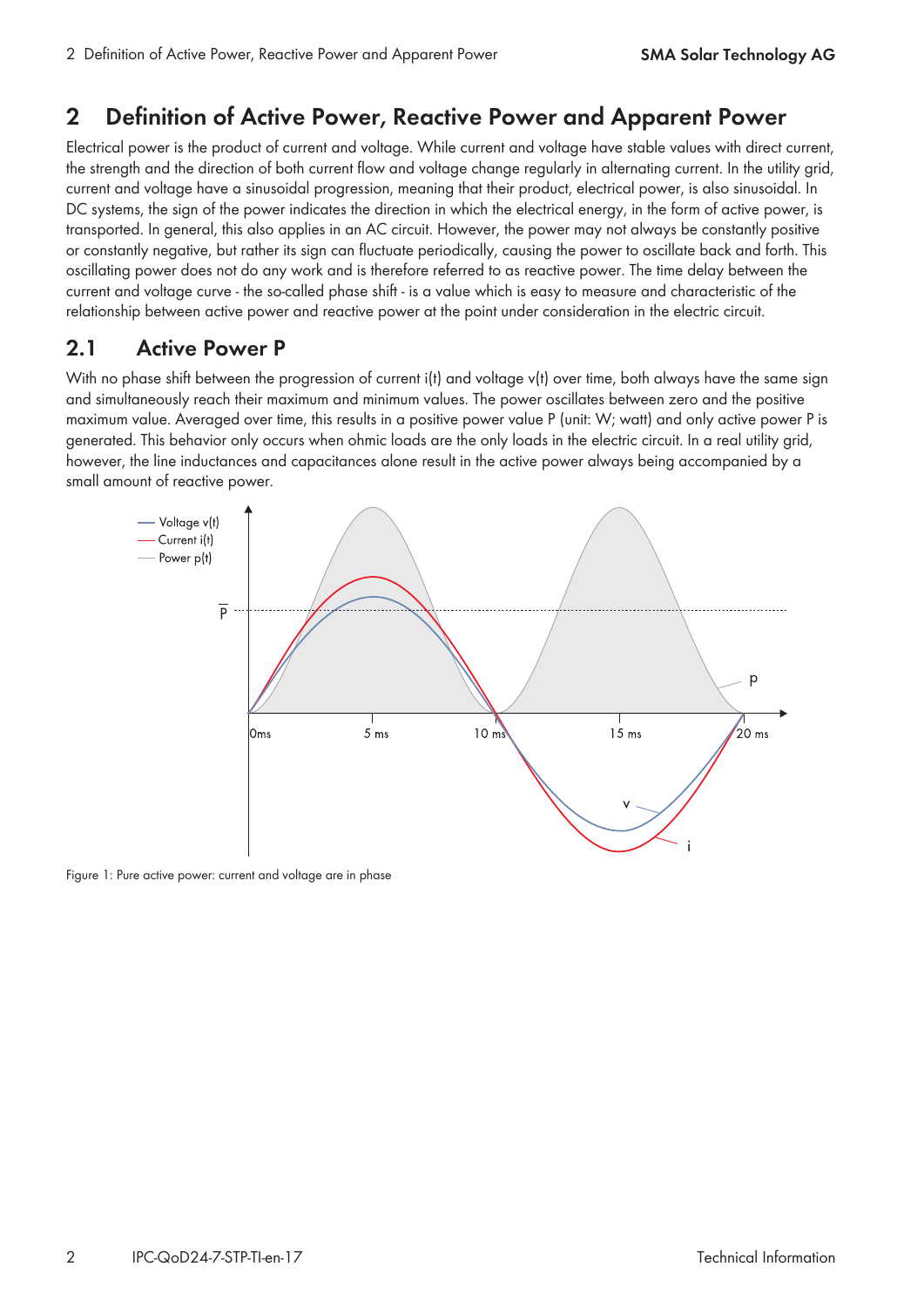# 2 Definition of Active Power, Reactive Power and Apparent Power

Electrical power is the product of current and voltage. While current and voltage have stable values with direct current, the strength and the direction of both current flow and voltage change regularly in alternating current. In the utility grid, current and voltage have a sinusoidal progression, meaning that their product, electrical power, is also sinusoidal. In DC systems, the sign of the power indicates the direction in which the electrical energy, in the form of active power, is transported. In general, this also applies in an AC circuit. However, the power may not always be constantly positive or constantly negative, but rather its sign can fluctuate periodically, causing the power to oscillate back and forth. This oscillating power does not do any work and is therefore referred to as reactive power. The time delay between the current and voltage curve - the so-called phase shift - is a value which is easy to measure and characteristic of the relationship between active power and reactive power at the point under consideration in the electric circuit.

## 2.1 Active Power P

With no phase shift between the progression of current i(t) and voltage v(t) over time, both always have the same sign and simultaneously reach their maximum and minimum values. The power oscillates between zero and the positive maximum value. Averaged over time, this results in a positive power value P (unit: W; watt) and only active power P is generated. This behavior only occurs when ohmic loads are the only loads in the electric circuit. In a real utility grid, however, the line inductances and capacitances alone result in the active power always being accompanied by a small amount of reactive power.

Figure 1: Pure active power: current and voltage are in phase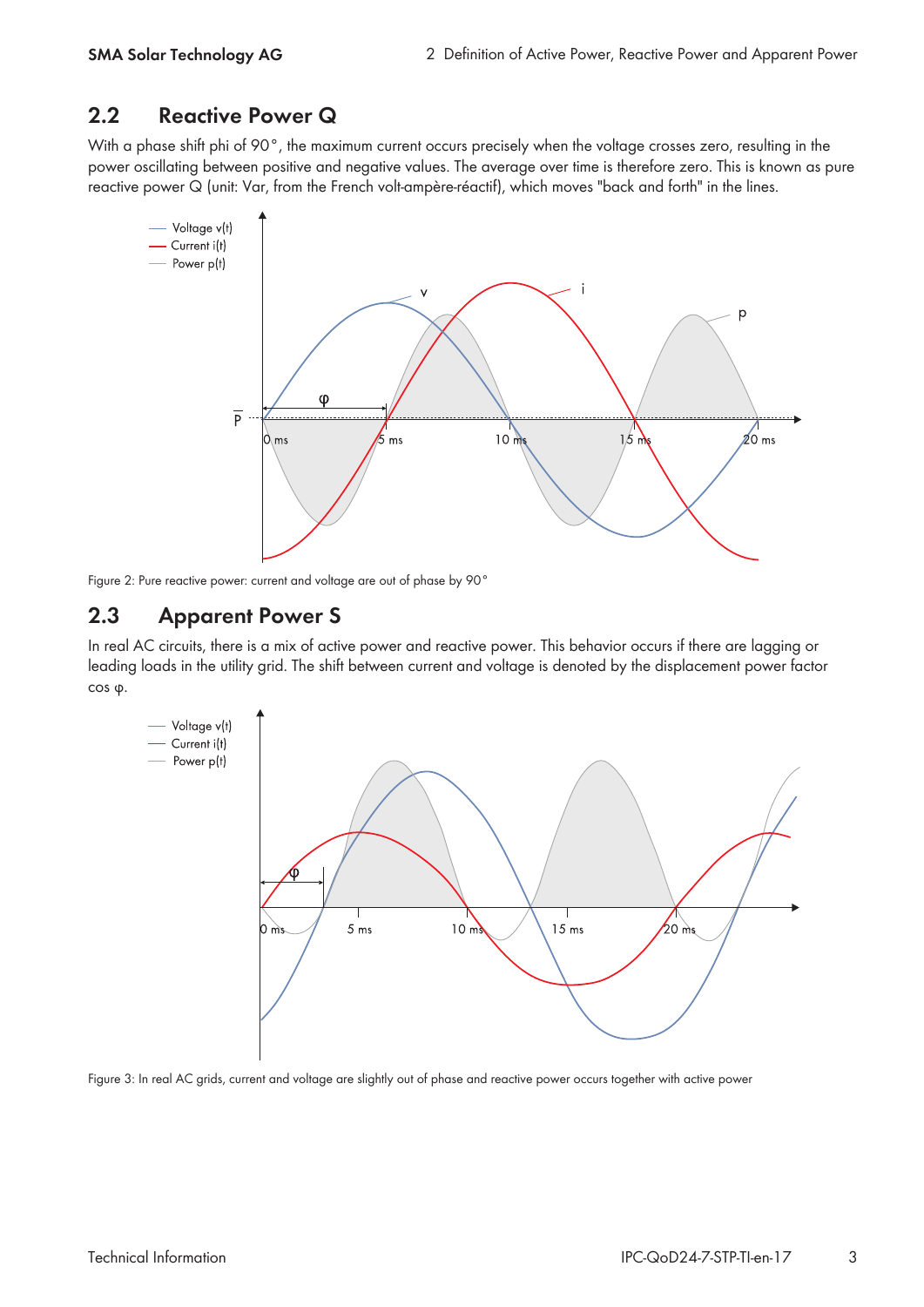## 2.2 Reactive Power Q

With a phase shift phi of 90°, the maximum current occurs precisely when the voltage crosses zero, resulting in the power oscillating between positive and negative values. The average over time is therefore zero. This is known as pure reactive power Q (unit: Var, from the French volt-ampère-réactif), which moves "back and forth" in the lines.

Figure 2: Pure reactive power: current and voltage are out of phase by 90°

## 2.3 Apparent Power S

In real AC circuits, there is a mix of active power and reactive power. This behavior occurs if there are lagging or leading loads in the utility grid. The shift between current and voltage is denoted by the displacement power factor cos φ.

Figure 3: In real AC grids, current and voltage are slightly out of phase and reactive power occurs together with active power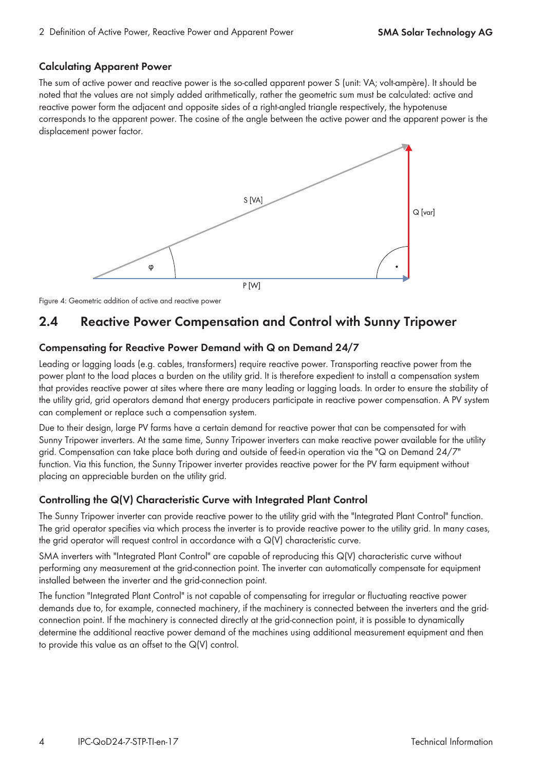### Calculating Apparent Power

The sum of active power and reactive power is the so-called apparent power S (unit: VA; volt-ampère). It should be noted that the values are not simply added arithmetically, rather the geometric sum must be calculated: active and reactive power form the adjacent and opposite sides of a right-angled triangle respectively, the hypotenuse corresponds to the apparent power. The cosine of the angle between the active power and the apparent power is the displacement power factor.

Figure 4: Geometric addition of active and reactive power

## 2.4 Reactive Power Compensation and Control with Sunny Tripower

### Compensating for Reactive Power Demand with Q on Demand 24/7

Leading or lagging loads (e.g. cables, transformers) require reactive power. Transporting reactive power from the power plant to the load places a burden on the utility grid. It is therefore expedient to install a compensation system that provides reactive power at sites where there are many leading or lagging loads. In order to ensure the stability of the utility grid, grid operators demand that energy producers participate in reactive power compensation. A PV system can complement or replace such a compensation system.

Due to their design, large PV farms have a certain demand for reactive power that can be compensated for with Sunny Tripower inverters. At the same time, Sunny Tripower inverters can make reactive power available for the utility grid. Compensation can take place both during and outside of feed-in operation via the "Q on Demand 24/7" function. Via this function, the Sunny Tripower inverter provides reactive power for the PV farm equipment without placing an appreciable burden on the utility grid.

### Controlling the Q(V) Characteristic Curve with Integrated Plant Control

The Sunny Tripower inverter can provide reactive power to the utility grid with the "Integrated Plant Control" function. The grid operator specifies via which process the inverter is to provide reactive power to the utility grid. In many cases, the grid operator will request control in accordance with a Q(V) characteristic curve.

SMA inverters with "Integrated Plant Control" are capable of reproducing this Q(V) characteristic curve without performing any measurement at the grid-connection point. The inverter can automatically compensate for equipment installed between the inverter and the grid-connection point.

The function "Integrated Plant Control" is not capable of compensating for irregular or fluctuating reactive power demands due to, for example, connected machinery, if the machinery is connected between the inverters and the grid-connection point. If the machinery is connected directly at the grid-connection point, it is possible to dynamically determine the additional reactive power demand of the machines using additional measurement equipment and then to provide this value as an offset to the Q(V) control.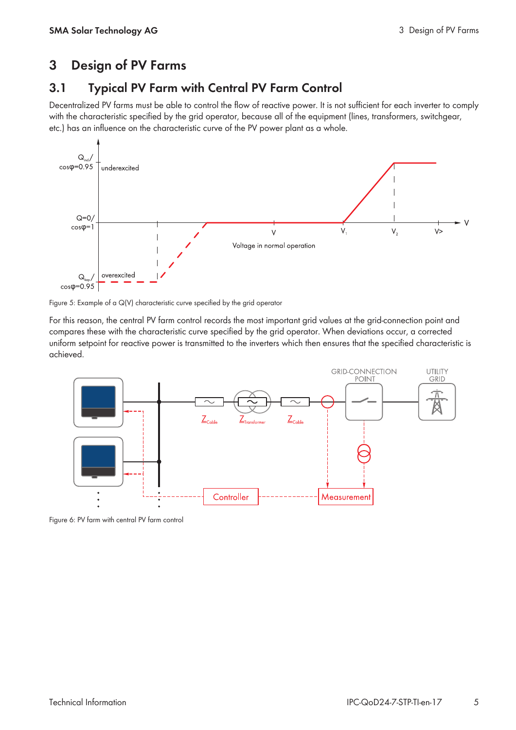# 3 Design of PV Farms

## 3.1 Typical PV Farm with Central PV Farm Control

Decentralized PV farms must be able to control the flow of reactive power. It is not sufficient for each inverter to comply with the characteristic specified by the grid operator, because all of the equipment (lines, transformers, switchgear, etc.) has an influence on the characteristic curve of the PV power plant as a whole.

Figure 5: Example of a Q(V) characteristic curve specified by the grid operator

For this reason, the central PV farm control records the most important grid values at the grid-connection point and compares these with the characteristic curve specified by the grid operator. When deviations occur, a corrected uniform setpoint for reactive power is transmitted to the inverters which then ensures that the specified characteristic is achieved.

Figure 6: PV farm with central PV farm control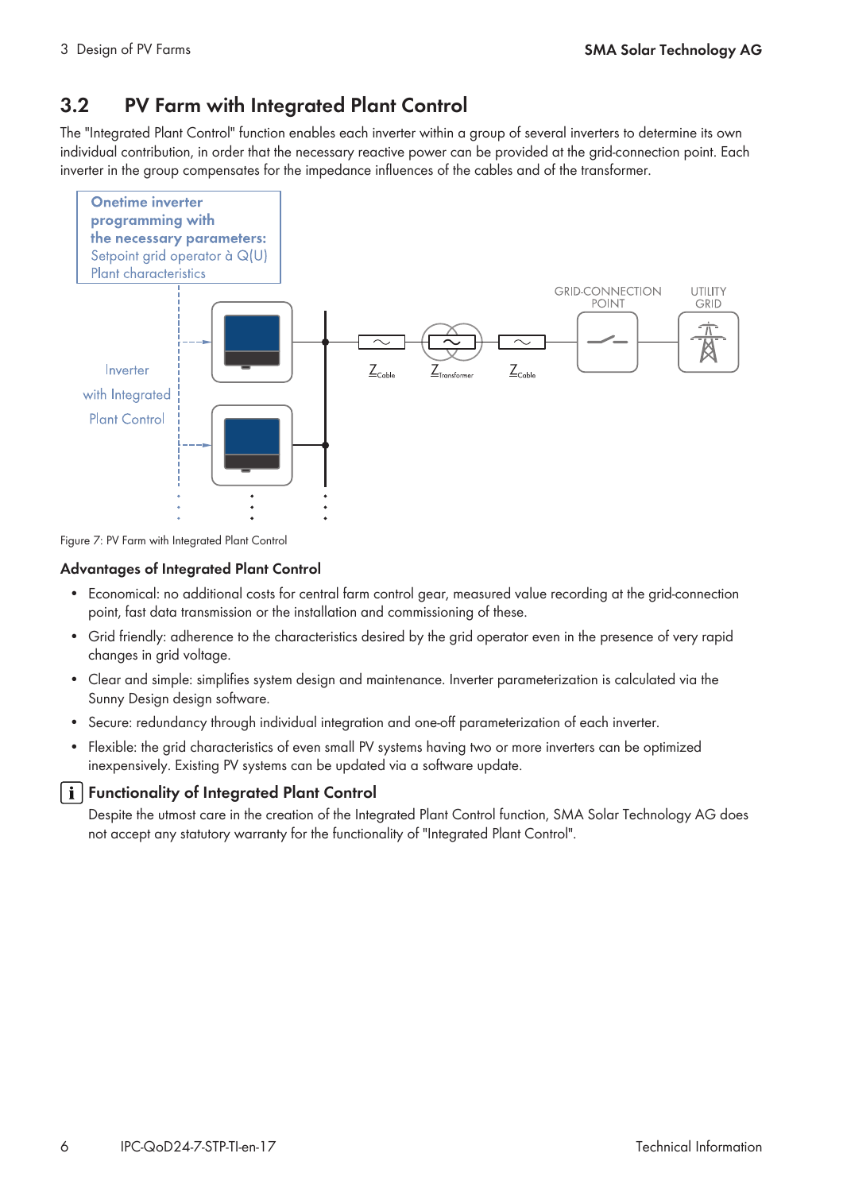## 3.2 PV Farm with Integrated Plant Control

The "Integrated Plant Control" function enables each inverter within a group of several inverters to determine its own individual contribution, in order that the necessary reactive power can be provided at the grid-connection point. Each inverter in the group compensates for the impedance influences of the cables and of the transformer.

Figure 7: PV Farm with Integrated Plant Control

### Advantages of Integrated Plant Control

- Economical: no additional costs for central farm control gear, measured value recording at the grid-connection point, fast data transmission or the installation and commissioning of these.
- Grid friendly: adherence to the characteristics desired by the grid operator even in the presence of very rapid changes in grid voltage.
- Clear and simple: simplifies system design and maintenance. Inverter parameterization is calculated via the Sunny Design design software.
- Secure: redundancy through individual integration and one-off parameterization of each inverter.
- Flexible: the grid characteristics of even small PV systems having two or more inverters can be optimized inexpensively. Existing PV systems can be updated via a software update.

### Functionality of Integrated Plant Control

Despite the utmost care in the creation of the Integrated Plant Control function, SMA Solar Technology AG does not accept any statutory warranty for the functionality of "Integrated Plant Control".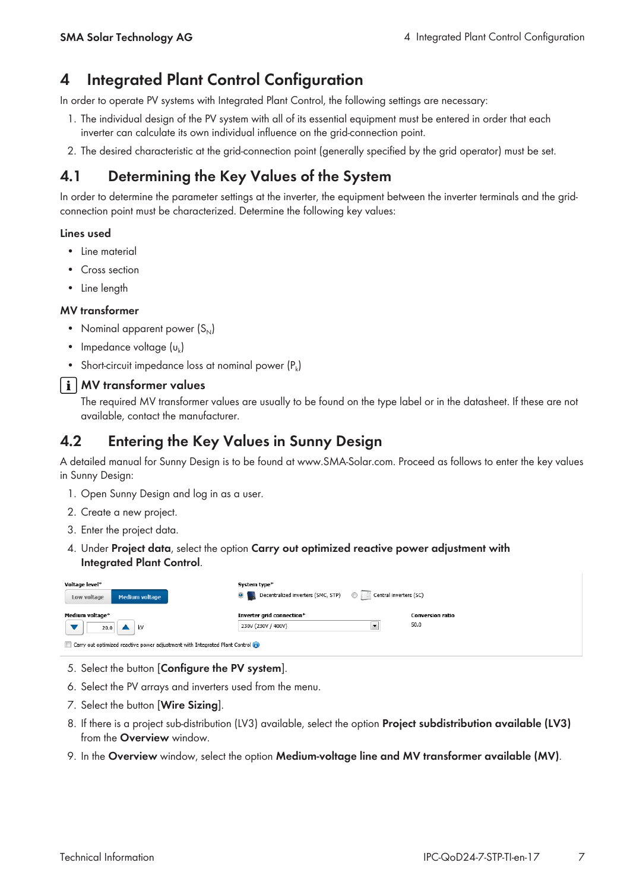# 4 Integrated Plant Control Configuration

In order to operate PV systems with Integrated Plant Control, the following settings are necessary:

1. The individual design of the PV system with all of its essential equipment must be entered in order that each inverter can calculate its own individual influence on the grid-connection point.
2. The desired characteristic at the grid-connection point (generally specified by the grid operator) must be set.

## 4.1 Determining the Key Values of the System

In order to determine the parameter settings at the inverter, the equipment between the inverter terminals and the grid-connection point must be characterized. Determine the following key values:

### Lines used

- Line material
- Cross section
- Line length

### MV transformer

- Nominal apparent power ($S_N$)
- Impedance voltage ($u_k$)
- Short-circuit impedance loss at nominal power ($P_k$)

### MV transformer values

The required MV transformer values are usually to be found on the type label or in the datasheet. If these are not available, contact the manufacturer.

## 4.2 Entering the Key Values in Sunny Design

A detailed manual for Sunny Design is to be found at www.SMA-Solar.com. Proceed as follows to enter the key values in Sunny Design:

1. Open Sunny Design and log in as a user.
2. Create a new project.
3. Enter the project data.
4. Under **Project data**, select the option **Carry out optimized reactive power adjustment with Integrated Plant Control**.

Voltage level* — Low voltage | Medium voltage
System type* — Decentralized inverters (SMC, STP) | Central inverters (SC)
Medium voltage* — 20.0 kV
Inverter grid connection* — 230V (230V / 400V)
Conversion ratio — 50.0
Carry out optimized reactive power adjustment with Integrated Plant Control

5. Select the button [**Configure the PV system**].
6. Select the PV arrays and inverters used from the menu.
7. Select the button [**Wire Sizing**].
8. If there is a project sub-distribution (LV3) available, select the option **Project subdistribution available (LV3)** from the **Overview** window.
9. In the **Overview** window, select the option **Medium-voltage line and MV transformer available (MV)**.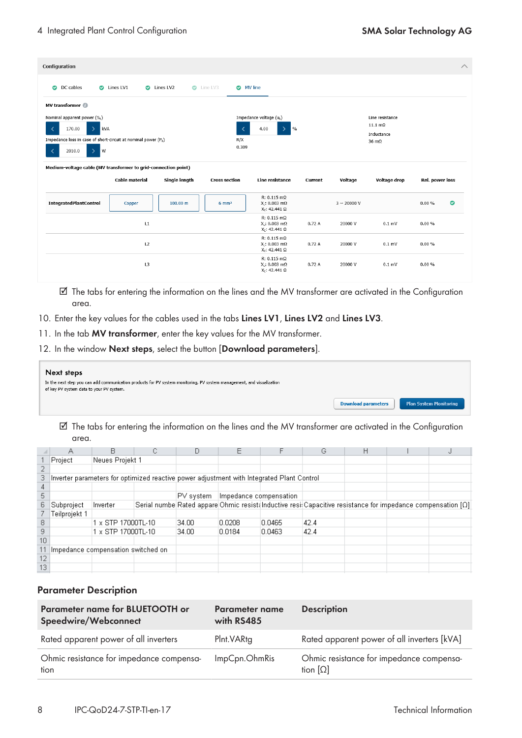**Configuration**

DC cables | Lines LV1 | Lines LV2 | Line LV3 | MV line

**MV transformer**

Nominal apparent power ($S_N$): 170.00 kVA

Impedance voltage ($u_K$): 4.00 %

Line resistance: 11.1 mΩ

Inductance: 36 mΩ

Impedance loss in case of short-circuit at nominal power ($P_k$): 2010.0 W

R/X: 0.309

**Medium-voltage cable (MV transformer to grid-connection point)**

| | Cable material | Single length | Cross section | Line resistance | Current | Voltage | Voltage drop | Rel. power loss |
|---|---|---|---|---|---|---|---|---|
| IntegratedPlantControl | Copper | 100.00 m | 6 mm² | R: 0.115 mΩ $X_L$: 0.003 mΩ $X_C$: 42.441 Ω | | 3 ~ 20000 V | | 0.00 % |
| L1 | | | | R: 0.115 mΩ $X_L$: 0.003 mΩ $X_C$: 42.441 Ω | 0.72 A | 20000 V | 0.1 mV | 0.00 % |
| L2 | | | | R: 0.115 mΩ $X_L$: 0.003 mΩ $X_C$: 42.441 Ω | 0.72 A | 20000 V | 0.1 mV | 0.00 % |
| L3 | | | | R: 0.115 mΩ $X_L$: 0.003 mΩ $X_C$: 42.441 Ω | 0.72 A | 20000 V | 0.1 mV | 0.00 % |

☑ The tabs for entering the information on the lines and the MV transformer are activated in the Configuration area.

10. Enter the key values for the cables used in the tabs **Lines LV1**, **Lines LV2** and **Lines LV3**.
11. In the tab **MV transformer**, enter the key values for the MV transformer.
12. In the window **Next steps**, select the button [**Download parameters**].

**Next steps**

In the next step you can add communication products for PV system monitoring, PV system management, and visualization of key PV system data to your PV system.

[Download parameters] [Plan System Monitoring]

☑ The tabs for entering the information on the lines and the MV transformer are activated in the Configuration area.

| | A | B | C | D | E | F | G | H | I | J |
|---|---|---|---|---|---|---|---|---|---|---|
| 1 | Project | Neues Projekt 1 | | | | | | | | |
| 2 | | | | | | | | | | |
| 3 | Inverter parameters for optimized reactive power adjustment with Integrated Plant Control | | | | | | | | | |
| 4 | | | | | | | | | | |
| 5 | | | | PV system | Impedance compensation | | | | | |
| 6 | Subproject | Inverter | Serial numbe | Rated appare | Ohmic resist | Inductive resi | Capacitive resistance for impedance compensation [Ω] | | | |
| 7 | Teilprojekt 1 | | | | | | | | | |
| 8 | | 1 x STP 17000TL-10 | | 34.00 | 0.0208 | 0.0465 | 42.4 | | | |
| 9 | | 1 x STP 17000TL-10 | | 34.00 | 0.0184 | 0.0463 | 42.4 | | | |
| 10 | | | | | | | | | | |
| 11 | Impedance compensation switched on | | | | | | | | | |
| 12 | | | | | | | | | | |
| 13 | | | | | | | | | | |

## Parameter Description

| Parameter name for BLUETOOTH or Speedwire/Webconnect | Parameter name with RS485 | Description |
|---|---|---|
| Rated apparent power of all inverters | Plnt.VARtg | Rated apparent power of all inverters [kVA] |
| Ohmic resistance for impedance compensation | ImpCpn.OhmRis | Ohmic resistance for impedance compensation [Ω] |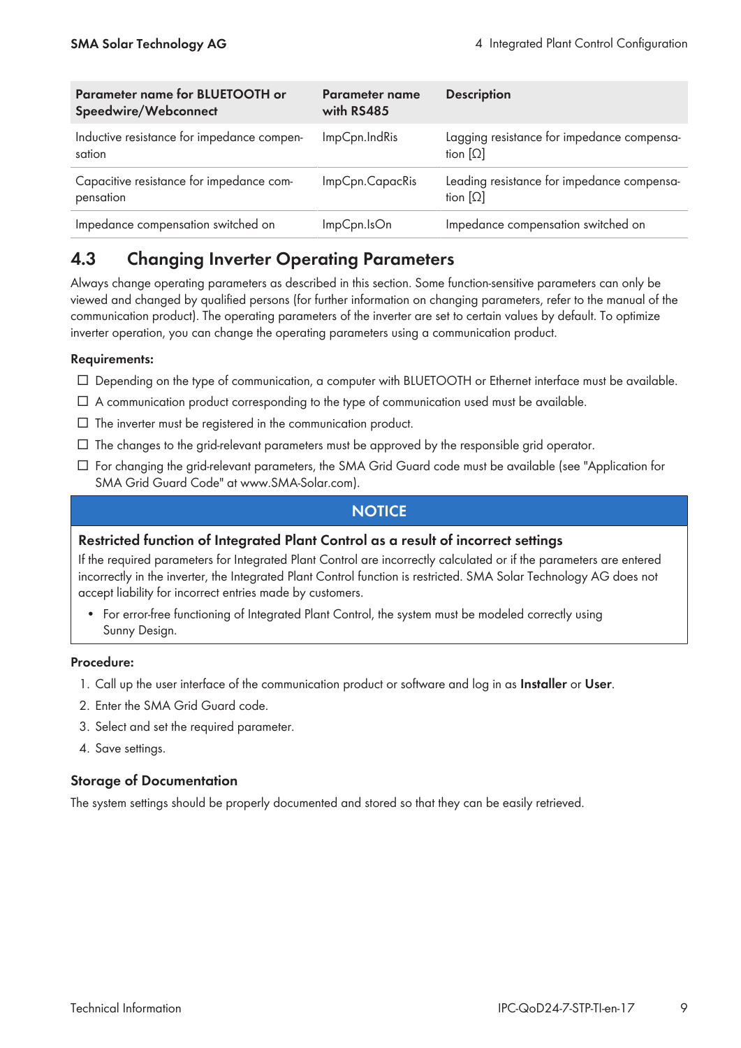| Parameter name for BLUETOOTH or Speedwire/Webconnect | Parameter name with RS485 | Description |
|---|---|---|
| Inductive resistance for impedance compensation | ImpCpn.IndRis | Lagging resistance for impedance compensation [Ω] |
| Capacitive resistance for impedance compensation | ImpCpn.CapacRis | Leading resistance for impedance compensation [Ω] |
| Impedance compensation switched on | ImpCpn.IsOn | Impedance compensation switched on |

## 4.3 Changing Inverter Operating Parameters

Always change operating parameters as described in this section. Some function-sensitive parameters can only be viewed and changed by qualified persons (for further information on changing parameters, refer to the manual of the communication product). The operating parameters of the inverter are set to certain values by default. To optimize inverter operation, you can change the operating parameters using a communication product.

**Requirements:**

- ☐ Depending on the type of communication, a computer with BLUETOOTH or Ethernet interface must be available.
- ☐ A communication product corresponding to the type of communication used must be available.
- ☐ The inverter must be registered in the communication product.
- ☐ The changes to the grid-relevant parameters must be approved by the responsible grid operator.
- ☐ For changing the grid-relevant parameters, the SMA Grid Guard code must be available (see "Application for SMA Grid Guard Code" at www.SMA-Solar.com).

**NOTICE**

**Restricted function of Integrated Plant Control as a result of incorrect settings**

If the required parameters for Integrated Plant Control are incorrectly calculated or if the parameters are entered incorrectly in the inverter, the Integrated Plant Control function is restricted. SMA Solar Technology AG does not accept liability for incorrect entries made by customers.

- For error-free functioning of Integrated Plant Control, the system must be modeled correctly using Sunny Design.

**Procedure:**

1. Call up the user interface of the communication product or software and log in as **Installer** or **User**.
2. Enter the SMA Grid Guard code.
3. Select and set the required parameter.
4. Save settings.

### Storage of Documentation

The system settings should be properly documented and stored so that they can be easily retrieved.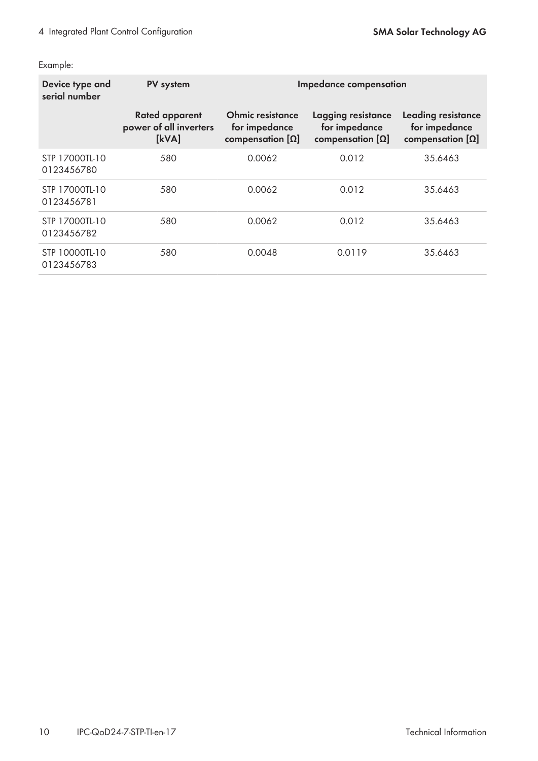Example:

| Device type and serial number | PV system | Impedance compensation | | |
|---|---|---|---|---|
| | Rated apparent power of all inverters [kVA] | Ohmic resistance for impedance compensation [Ω] | Lagging resistance for impedance compensation [Ω] | Leading resistance for impedance compensation [Ω] |
| STP 17000TL-10 0123456780 | 580 | 0.0062 | 0.012 | 35.6463 |
| STP 17000TL-10 0123456781 | 580 | 0.0062 | 0.012 | 35.6463 |
| STP 17000TL-10 0123456782 | 580 | 0.0062 | 0.012 | 35.6463 |
| STP 10000TL-10 0123456783 | 580 | 0.0048 | 0.0119 | 35.6463 |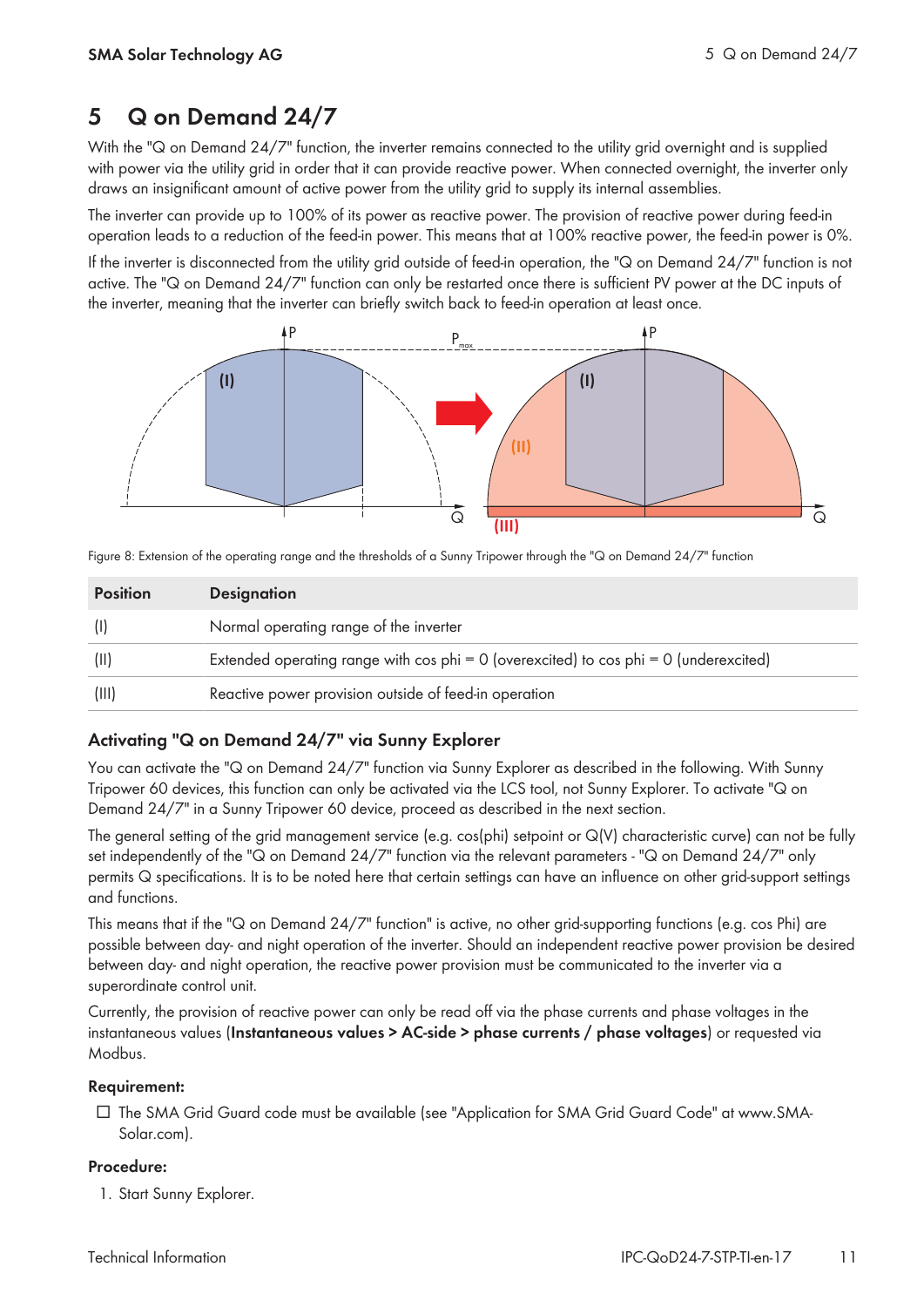# 5 Q on Demand 24/7

With the "Q on Demand 24/7" function, the inverter remains connected to the utility grid overnight and is supplied with power via the utility grid in order that it can provide reactive power. When connected overnight, the inverter only draws an insignificant amount of active power from the utility grid to supply its internal assemblies.

The inverter can provide up to 100% of its power as reactive power. The provision of reactive power during feed-in operation leads to a reduction of the feed-in power. This means that at 100% reactive power, the feed-in power is 0%.

If the inverter is disconnected from the utility grid outside of feed-in operation, the "Q on Demand 24/7" function is not active. The "Q on Demand 24/7" function can only be restarted once there is sufficient PV power at the DC inputs of the inverter, meaning that the inverter can briefly switch back to feed-in operation at least once.

Figure 8: Extension of the operating range and the thresholds of a Sunny Tripower through the "Q on Demand 24/7" function

| Position | Designation |
|---|---|
| (I) | Normal operating range of the inverter |
| (II) | Extended operating range with cos phi = 0 (overexcited) to cos phi = 0 (underexcited) |
| (III) | Reactive power provision outside of feed-in operation |

### Activating "Q on Demand 24/7" via Sunny Explorer

You can activate the "Q on Demand 24/7" function via Sunny Explorer as described in the following. With Sunny Tripower 60 devices, this function can only be activated via the LCS tool, not Sunny Explorer. To activate "Q on Demand 24/7" in a Sunny Tripower 60 device, proceed as described in the next section.

The general setting of the grid management service (e.g. cos(phi) setpoint or Q(V) characteristic curve) can not be fully set independently of the "Q on Demand 24/7" function via the relevant parameters - "Q on Demand 24/7" only permits Q specifications. It is to be noted here that certain settings can have an influence on other grid-support settings and functions.

This means that if the "Q on Demand 24/7" function" is active, no other grid-supporting functions (e.g. cos Phi) are possible between day- and night operation of the inverter. Should an independent reactive power provision be desired between day- and night operation, the reactive power provision must be communicated to the inverter via a superordinate control unit.

Currently, the provision of reactive power can only be read off via the phase currents and phase voltages in the instantaneous values (**Instantaneous values > AC-side > phase currents / phase voltages**) or requested via Modbus.

**Requirement:**

☐ The SMA Grid Guard code must be available (see "Application for SMA Grid Guard Code" at www.SMA-Solar.com).

**Procedure:**

1. Start Sunny Explorer.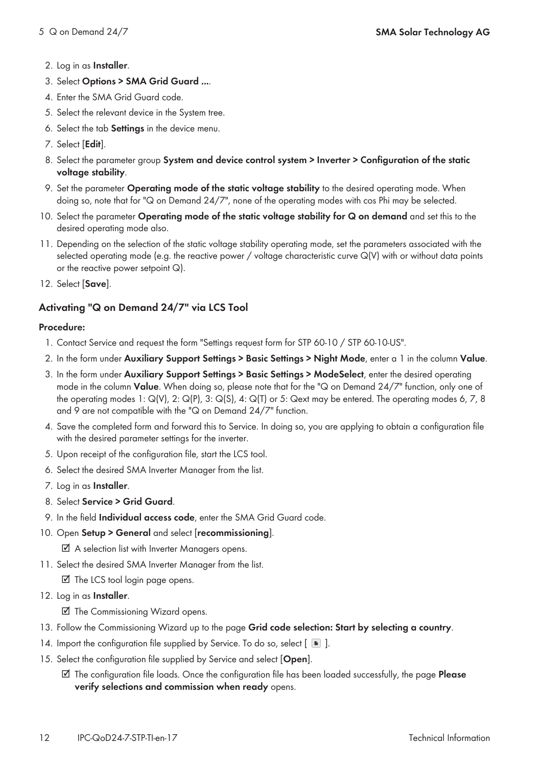2. Log in as **Installer**.
3. Select **Options > SMA Grid Guard ...**.
4. Enter the SMA Grid Guard code.
5. Select the relevant device in the System tree.
6. Select the tab **Settings** in the device menu.
7. Select [**Edit**].
8. Select the parameter group **System and device control system > Inverter > Configuration of the static voltage stability**.
9. Set the parameter **Operating mode of the static voltage stability** to the desired operating mode. When doing so, note that for "Q on Demand 24/7", none of the operating modes with cos Phi may be selected.
10. Select the parameter **Operating mode of the static voltage stability for Q on demand** and set this to the desired operating mode also.
11. Depending on the selection of the static voltage stability operating mode, set the parameters associated with the selected operating mode (e.g. the reactive power / voltage characteristic curve Q(V) with or without data points or the reactive power setpoint Q).
12. Select [**Save**].

### Activating "Q on Demand 24/7" via LCS Tool

**Procedure:**

1. Contact Service and request the form "Settings request form for STP 60-10 / STP 60-10-US".
2. In the form under **Auxiliary Support Settings > Basic Settings > Night Mode**, enter a 1 in the column **Value**.
3. In the form under **Auxiliary Support Settings > Basic Settings > ModeSelect**, enter the desired operating mode in the column **Value**. When doing so, please note that for the "Q on Demand 24/7" function, only one of the operating modes 1: Q(V), 2: Q(P), 3: Q(S), 4: Q(T) or 5: Qext may be entered. The operating modes 6, 7, 8 and 9 are not compatible with the "Q on Demand 24/7" function.
4. Save the completed form and forward this to Service. In doing so, you are applying to obtain a configuration file with the desired parameter settings for the inverter.
5. Upon receipt of the configuration file, start the LCS tool.
6. Select the desired SMA Inverter Manager from the list.
7. Log in as **Installer**.
8. Select **Service > Grid Guard**.
9. In the field **Individual access code**, enter the SMA Grid Guard code.
10. Open **Setup > General** and select [**recommissioning**].

    ☑ A selection list with Inverter Managers opens.
11. Select the desired SMA Inverter Manager from the list.

    ☑ The LCS tool login page opens.
12. Log in as **Installer**.

    ☑ The Commissioning Wizard opens.
13. Follow the Commissioning Wizard up to the page **Grid code selection: Start by selecting a country**.
14. Import the configuration file supplied by Service. To do so, select [ ▪ ].
15. Select the configuration file supplied by Service and select [**Open**].

    ☑ The configuration file loads. Once the configuration file has been loaded successfully, the page **Please verify selections and commission when ready** opens.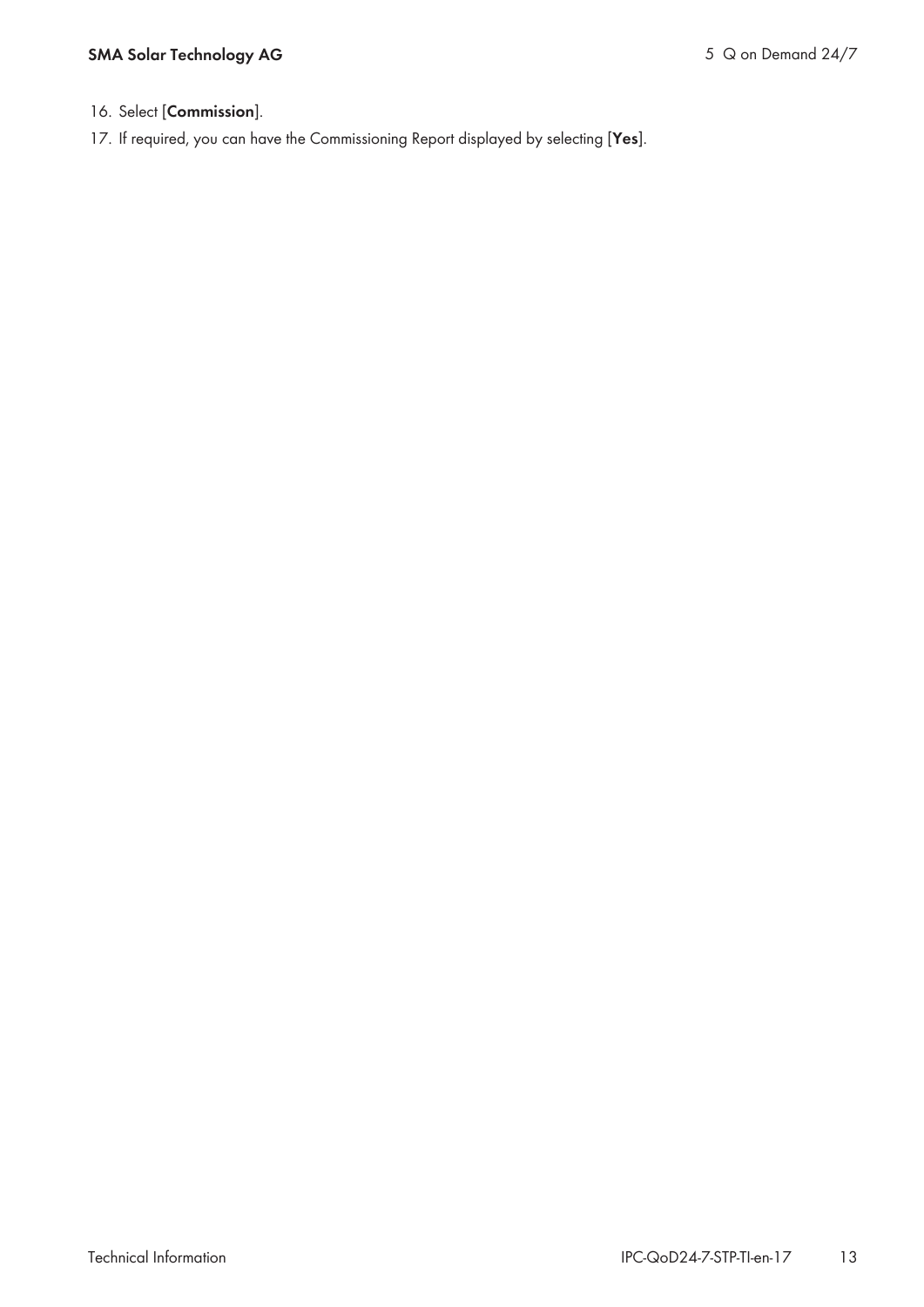16. Select [**Commission**].
17. If required, you can have the Commissioning Report displayed by selecting [**Yes**].